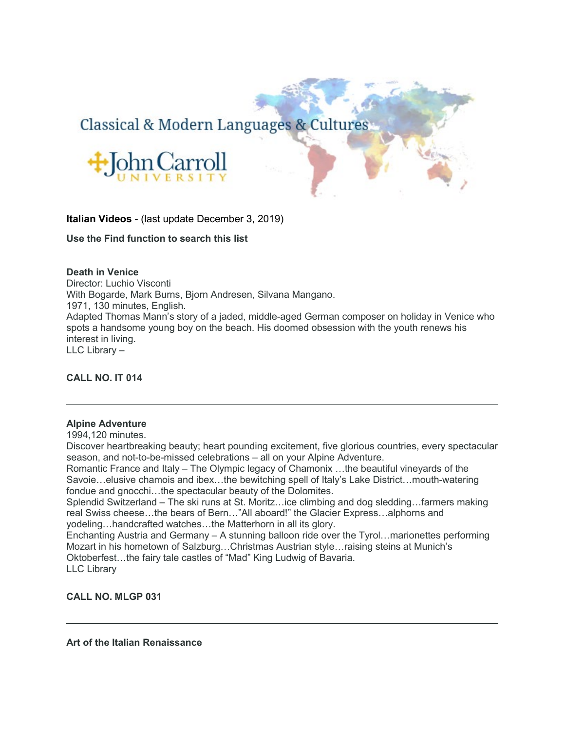Classical & Modern Languages & Cultures

John Carroll UNIVERSITY

**Italian Videos** - (last update December 3, 2019)

**Use the Find function to search this list**

**Death in Venice**
Director: Luchio Visconti
With Bogarde, Mark Burns, Bjorn Andresen, Silvana Mangano.
1971, 130 minutes, English.
Adapted Thomas Mann's story of a jaded, middle-aged German composer on holiday in Venice who spots a handsome young boy on the beach. His doomed obsession with the youth renews his interest in living.
LLC Library –

**CALL NO. IT 014**

---

**Alpine Adventure**
1994,120 minutes.
Discover heartbreaking beauty; heart pounding excitement, five glorious countries, every spectacular season, and not-to-be-missed celebrations – all on your Alpine Adventure.
Romantic France and Italy – The Olympic legacy of Chamonix …the beautiful vineyards of the Savoie…elusive chamois and ibex…the bewitching spell of Italy's Lake District…mouth-watering fondue and gnocchi…the spectacular beauty of the Dolomites.
Splendid Switzerland – The ski runs at St. Moritz…ice climbing and dog sledding…farmers making real Swiss cheese…the bears of Bern…"All aboard!" the Glacier Express…alphorns and yodeling…handcrafted watches…the Matterhorn in all its glory.
Enchanting Austria and Germany – A stunning balloon ride over the Tyrol…marionettes performing Mozart in his hometown of Salzburg…Christmas Austrian style…raising steins at Munich's Oktoberfest…the fairy tale castles of "Mad" King Ludwig of Bavaria.
LLC Library

**CALL NO. MLGP 031**

---

**Art of the Italian Renaissance**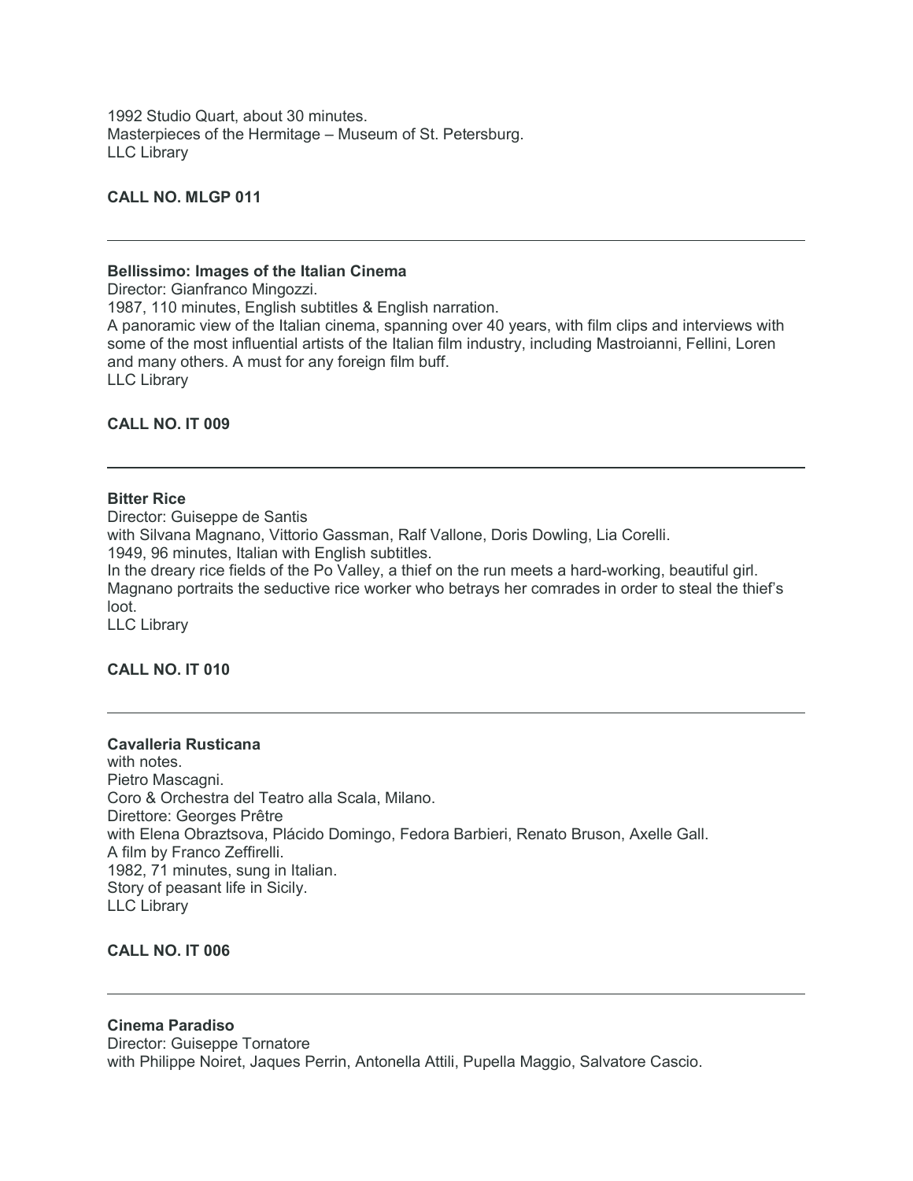1992 Studio Quart, about 30 minutes.
Masterpieces of the Hermitage – Museum of St. Petersburg.
LLC Library

**CALL NO. MLGP 011**

---

**Bellissimo: Images of the Italian Cinema**
Director: Gianfranco Mingozzi.
1987, 110 minutes, English subtitles & English narration.
A panoramic view of the Italian cinema, spanning over 40 years, with film clips and interviews with some of the most influential artists of the Italian film industry, including Mastroianni, Fellini, Loren and many others. A must for any foreign film buff.
LLC Library

**CALL NO. IT 009**

---

**Bitter Rice**
Director: Guiseppe de Santis
with Silvana Magnano, Vittorio Gassman, Ralf Vallone, Doris Dowling, Lia Corelli.
1949, 96 minutes, Italian with English subtitles.
In the dreary rice fields of the Po Valley, a thief on the run meets a hard-working, beautiful girl. Magnano portraits the seductive rice worker who betrays her comrades in order to steal the thief's loot.
LLC Library

**CALL NO. IT 010**

---

**Cavalleria Rusticana**
with notes.
Pietro Mascagni.
Coro & Orchestra del Teatro alla Scala, Milano.
Direttore: Georges Prêtre
with Elena Obraztsova, Plácido Domingo, Fedora Barbieri, Renato Bruson, Axelle Gall.
A film by Franco Zeffirelli.
1982, 71 minutes, sung in Italian.
Story of peasant life in Sicily.
LLC Library

**CALL NO. IT 006**

---

**Cinema Paradiso**
Director: Guiseppe Tornatore
with Philippe Noiret, Jaques Perrin, Antonella Attili, Pupella Maggio, Salvatore Cascio.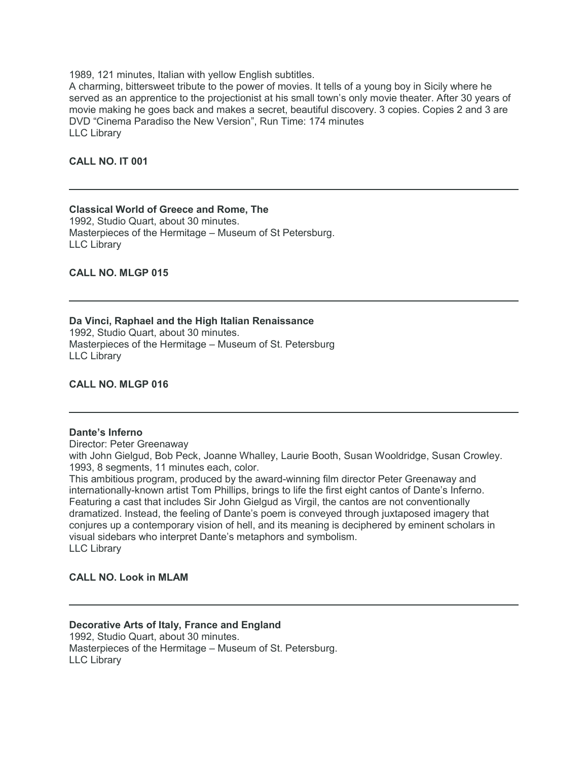1989, 121 minutes, Italian with yellow English subtitles.
A charming, bittersweet tribute to the power of movies. It tells of a young boy in Sicily where he served as an apprentice to the projectionist at his small town's only movie theater. After 30 years of movie making he goes back and makes a secret, beautiful discovery. 3 copies. Copies 2 and 3 are DVD "Cinema Paradiso the New Version", Run Time: 174 minutes
LLC Library

**CALL NO. IT 001**

---

**Classical World of Greece and Rome, The**
1992, Studio Quart, about 30 minutes.
Masterpieces of the Hermitage – Museum of St Petersburg.
LLC Library

**CALL NO. MLGP 015**

---

**Da Vinci, Raphael and the High Italian Renaissance**
1992, Studio Quart, about 30 minutes.
Masterpieces of the Hermitage – Museum of St. Petersburg
LLC Library

**CALL NO. MLGP 016**

---

**Dante's Inferno**
Director: Peter Greenaway
with John Gielgud, Bob Peck, Joanne Whalley, Laurie Booth, Susan Wooldridge, Susan Crowley.
1993, 8 segments, 11 minutes each, color.
This ambitious program, produced by the award-winning film director Peter Greenaway and internationally-known artist Tom Phillips, brings to life the first eight cantos of Dante's Inferno. Featuring a cast that includes Sir John Gielgud as Virgil, the cantos are not conventionally dramatized. Instead, the feeling of Dante's poem is conveyed through juxtaposed imagery that conjures up a contemporary vision of hell, and its meaning is deciphered by eminent scholars in visual sidebars who interpret Dante's metaphors and symbolism.
LLC Library

**CALL NO. Look in MLAM**

---

**Decorative Arts of Italy, France and England**
1992, Studio Quart, about 30 minutes.
Masterpieces of the Hermitage – Museum of St. Petersburg.
LLC Library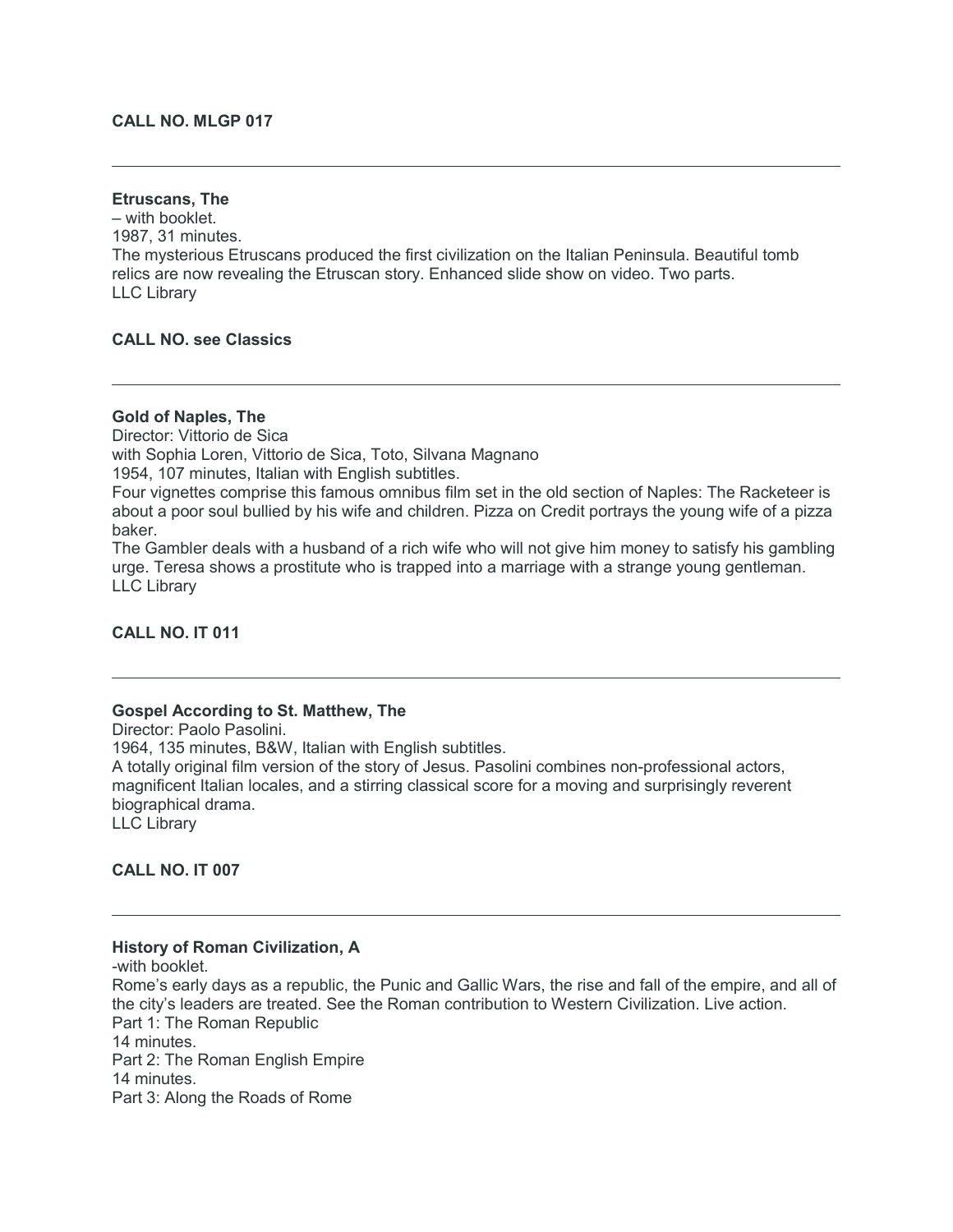**CALL NO. MLGP 017**

---

**Etruscans, The**

– with booklet.
1987, 31 minutes.
The mysterious Etruscans produced the first civilization on the Italian Peninsula. Beautiful tomb relics are now revealing the Etruscan story. Enhanced slide show on video. Two parts.
LLC Library

**CALL NO. see Classics**

---

**Gold of Naples, The**

Director: Vittorio de Sica
with Sophia Loren, Vittorio de Sica, Toto, Silvana Magnano
1954, 107 minutes, Italian with English subtitles.
Four vignettes comprise this famous omnibus film set in the old section of Naples: The Racketeer is about a poor soul bullied by his wife and children. Pizza on Credit portrays the young wife of a pizza baker.
The Gambler deals with a husband of a rich wife who will not give him money to satisfy his gambling urge. Teresa shows a prostitute who is trapped into a marriage with a strange young gentleman.
LLC Library

**CALL NO. IT 011**

---

**Gospel According to St. Matthew, The**

Director: Paolo Pasolini.
1964, 135 minutes, B&W, Italian with English subtitles.
A totally original film version of the story of Jesus. Pasolini combines non-professional actors, magnificent Italian locales, and a stirring classical score for a moving and surprisingly reverent biographical drama.
LLC Library

**CALL NO. IT 007**

---

**History of Roman Civilization, A**

-with booklet.
Rome's early days as a republic, the Punic and Gallic Wars, the rise and fall of the empire, and all of the city's leaders are treated. See the Roman contribution to Western Civilization. Live action.
Part 1: The Roman Republic
14 minutes.
Part 2: The Roman English Empire
14 minutes.
Part 3: Along the Roads of Rome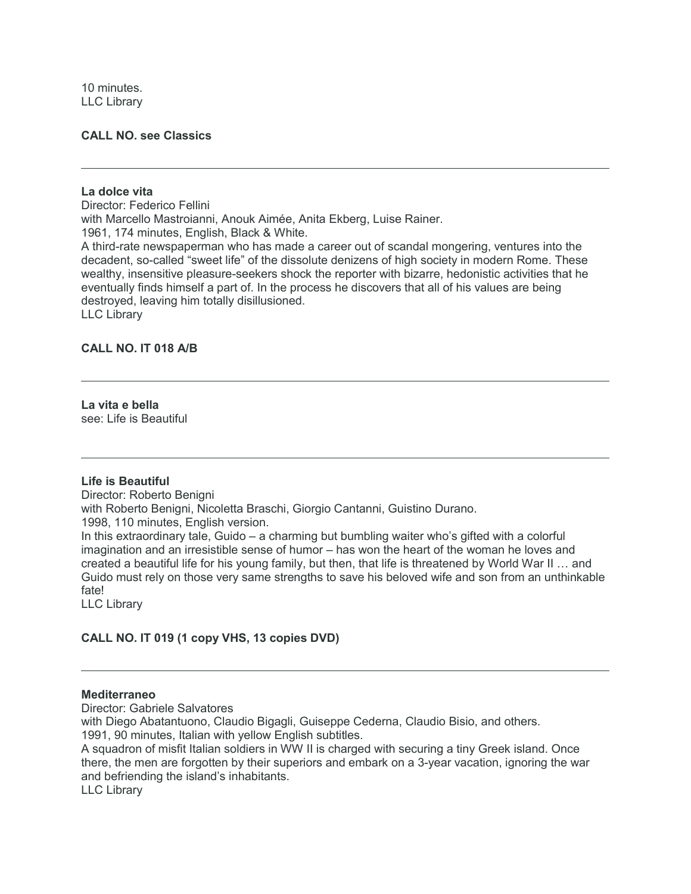10 minutes.
LLC Library

**CALL NO. see Classics**

---

**La dolce vita**
Director: Federico Fellini
with Marcello Mastroianni, Anouk Aimée, Anita Ekberg, Luise Rainer.
1961, 174 minutes, English, Black & White.
A third-rate newspaperman who has made a career out of scandal mongering, ventures into the decadent, so-called "sweet life" of the dissolute denizens of high society in modern Rome. These wealthy, insensitive pleasure-seekers shock the reporter with bizarre, hedonistic activities that he eventually finds himself a part of. In the process he discovers that all of his values are being destroyed, leaving him totally disillusioned.
LLC Library

**CALL NO. IT 018 A/B**

---

**La vita e bella**
see: Life is Beautiful

---

**Life is Beautiful**
Director: Roberto Benigni
with Roberto Benigni, Nicoletta Braschi, Giorgio Cantanni, Guistino Durano.
1998, 110 minutes, English version.
In this extraordinary tale, Guido – a charming but bumbling waiter who's gifted with a colorful imagination and an irresistible sense of humor – has won the heart of the woman he loves and created a beautiful life for his young family, but then, that life is threatened by World War II … and Guido must rely on those very same strengths to save his beloved wife and son from an unthinkable fate!
LLC Library

**CALL NO. IT 019 (1 copy VHS, 13 copies DVD)**

---

**Mediterraneo**
Director: Gabriele Salvatores
with Diego Abatantuono, Claudio Bigagli, Guiseppe Cederna, Claudio Bisio, and others.
1991, 90 minutes, Italian with yellow English subtitles.
A squadron of misfit Italian soldiers in WW II is charged with securing a tiny Greek island. Once there, the men are forgotten by their superiors and embark on a 3-year vacation, ignoring the war and befriending the island's inhabitants.
LLC Library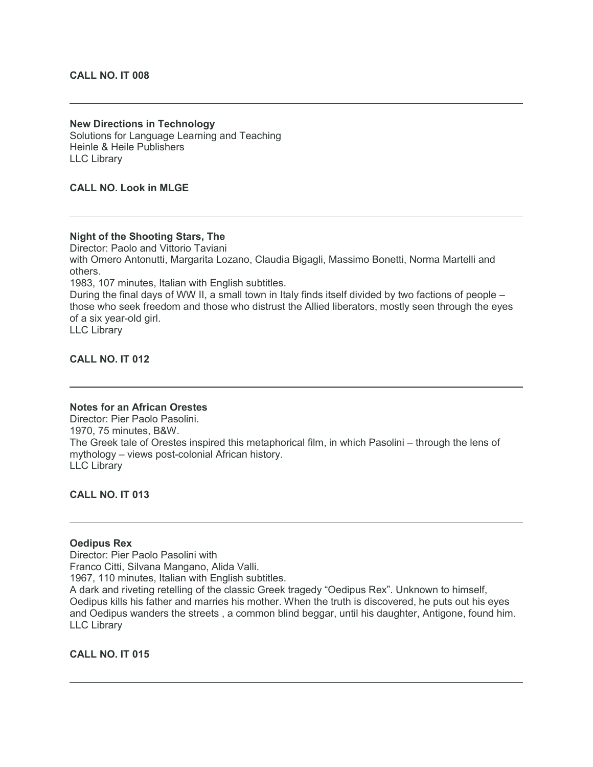**CALL NO. IT 008**

---

**New Directions in Technology**
Solutions for Language Learning and Teaching
Heinle & Heile Publishers
LLC Library

**CALL NO. Look in MLGE**

---

**Night of the Shooting Stars, The**
Director: Paolo and Vittorio Taviani
with Omero Antonutti, Margarita Lozano, Claudia Bigagli, Massimo Bonetti, Norma Martelli and others.
1983, 107 minutes, Italian with English subtitles.
During the final days of WW II, a small town in Italy finds itself divided by two factions of people – those who seek freedom and those who distrust the Allied liberators, mostly seen through the eyes of a six year-old girl.
LLC Library

**CALL NO. IT 012**

---

**Notes for an African Orestes**
Director: Pier Paolo Pasolini.
1970, 75 minutes, B&W.
The Greek tale of Orestes inspired this metaphorical film, in which Pasolini – through the lens of mythology – views post-colonial African history.
LLC Library

**CALL NO. IT 013**

---

**Oedipus Rex**
Director: Pier Paolo Pasolini with
Franco Citti, Silvana Mangano, Alida Valli.
1967, 110 minutes, Italian with English subtitles.
A dark and riveting retelling of the classic Greek tragedy "Oedipus Rex". Unknown to himself, Oedipus kills his father and marries his mother. When the truth is discovered, he puts out his eyes and Oedipus wanders the streets , a common blind beggar, until his daughter, Antigone, found him.
LLC Library

**CALL NO. IT 015**

---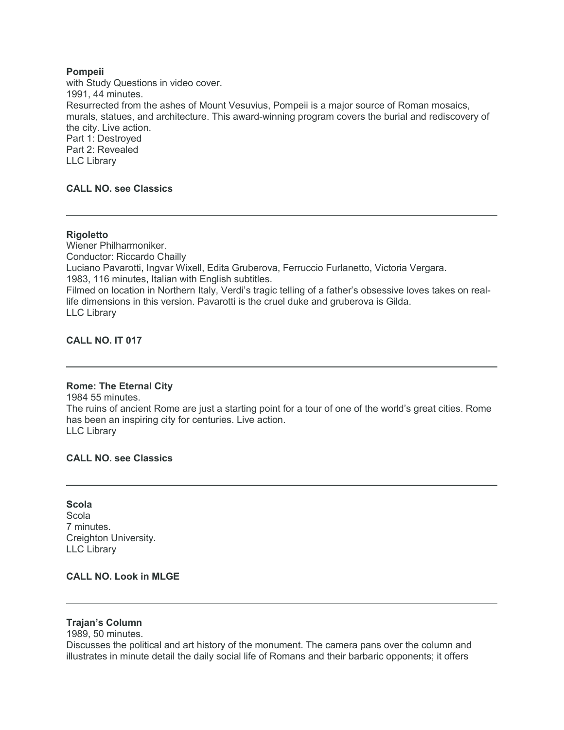**Pompeii**
with Study Questions in video cover.
1991, 44 minutes.
Resurrected from the ashes of Mount Vesuvius, Pompeii is a major source of Roman mosaics, murals, statues, and architecture. This award-winning program covers the burial and rediscovery of the city. Live action.
Part 1: Destroyed
Part 2: Revealed
LLC Library

**CALL NO. see Classics**

---

**Rigoletto**
Wiener Philharmoniker.
Conductor: Riccardo Chailly
Luciano Pavarotti, Ingvar Wixell, Edita Gruberova, Ferruccio Furlanetto, Victoria Vergara.
1983, 116 minutes, Italian with English subtitles.
Filmed on location in Northern Italy, Verdi's tragic telling of a father's obsessive loves takes on real-life dimensions in this version. Pavarotti is the cruel duke and gruberova is Gilda.
LLC Library

**CALL NO. IT 017**

---

**Rome: The Eternal City**
1984 55 minutes.
The ruins of ancient Rome are just a starting point for a tour of one of the world's great cities. Rome has been an inspiring city for centuries. Live action.
LLC Library

**CALL NO. see Classics**

---

**Scola**
Scola
7 minutes.
Creighton University.
LLC Library

**CALL NO. Look in MLGE**

---

**Trajan's Column**
1989, 50 minutes.
Discusses the political and art history of the monument. The camera pans over the column and illustrates in minute detail the daily social life of Romans and their barbaric opponents; it offers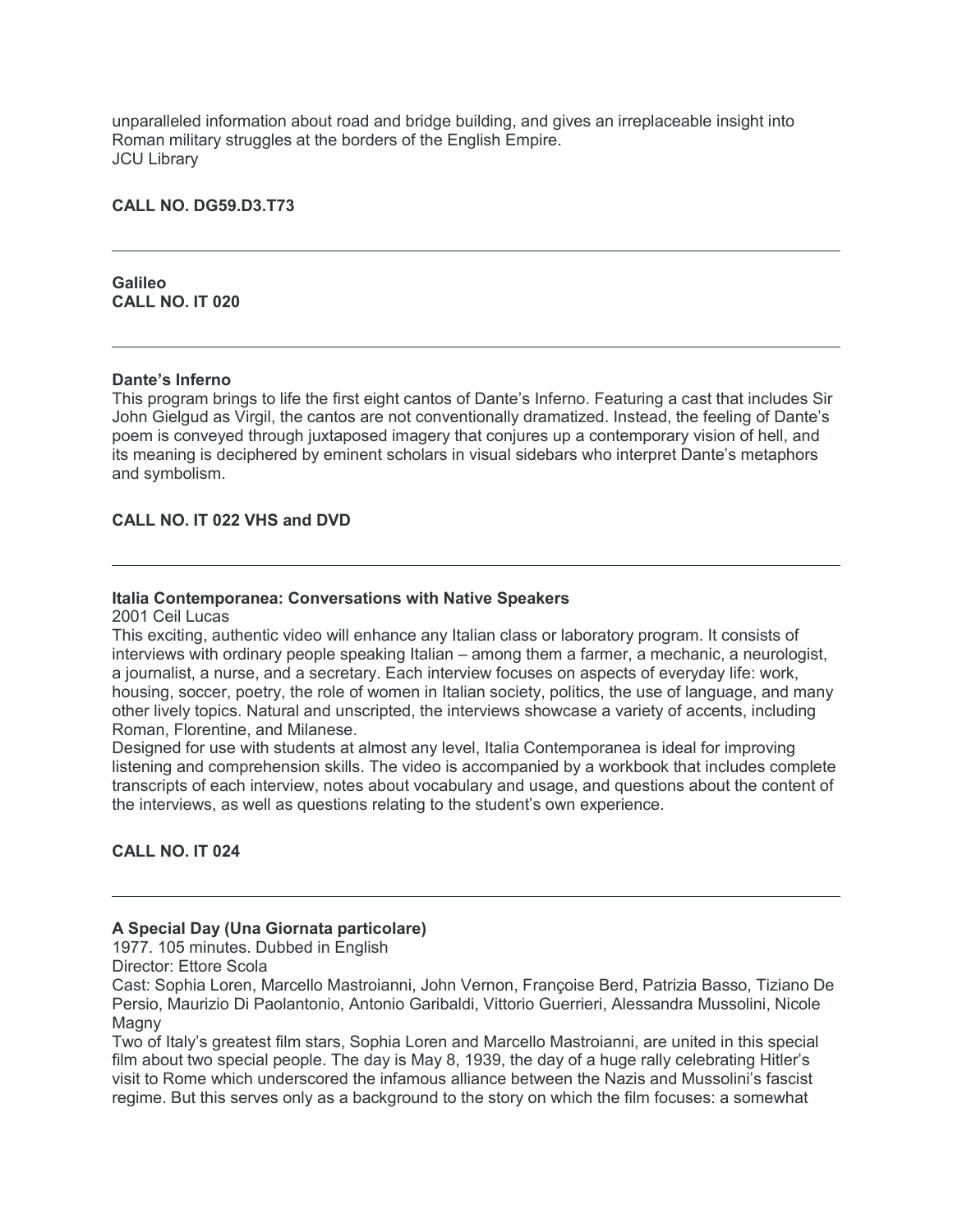unparalleled information about road and bridge building, and gives an irreplaceable insight into Roman military struggles at the borders of the English Empire.
JCU Library

**CALL NO. DG59.D3.T73**

---

**Galileo**
**CALL NO. IT 020**

---

**Dante's Inferno**
This program brings to life the first eight cantos of Dante's Inferno. Featuring a cast that includes Sir John Gielgud as Virgil, the cantos are not conventionally dramatized. Instead, the feeling of Dante's poem is conveyed through juxtaposed imagery that conjures up a contemporary vision of hell, and its meaning is deciphered by eminent scholars in visual sidebars who interpret Dante's metaphors and symbolism.

**CALL NO. IT 022 VHS and DVD**

---

**Italia Contemporanea: Conversations with Native Speakers**
2001 Ceil Lucas
This exciting, authentic video will enhance any Italian class or laboratory program. It consists of interviews with ordinary people speaking Italian – among them a farmer, a mechanic, a neurologist, a journalist, a nurse, and a secretary. Each interview focuses on aspects of everyday life: work, housing, soccer, poetry, the role of women in Italian society, politics, the use of language, and many other lively topics. Natural and unscripted, the interviews showcase a variety of accents, including Roman, Florentine, and Milanese.
Designed for use with students at almost any level, Italia Contemporanea is ideal for improving listening and comprehension skills. The video is accompanied by a workbook that includes complete transcripts of each interview, notes about vocabulary and usage, and questions about the content of the interviews, as well as questions relating to the student's own experience.

**CALL NO. IT 024**

---

**A Special Day (Una Giornata particolare)**
1977. 105 minutes. Dubbed in English
Director: Ettore Scola
Cast: Sophia Loren, Marcello Mastroianni, John Vernon, Françoise Berd, Patrizia Basso, Tiziano De Persio, Maurizio Di Paolantonio, Antonio Garibaldi, Vittorio Guerrieri, Alessandra Mussolini, Nicole Magny
Two of Italy's greatest film stars, Sophia Loren and Marcello Mastroianni, are united in this special film about two special people. The day is May 8, 1939, the day of a huge rally celebrating Hitler's visit to Rome which underscored the infamous alliance between the Nazis and Mussolini's fascist regime. But this serves only as a background to the story on which the film focuses: a somewhat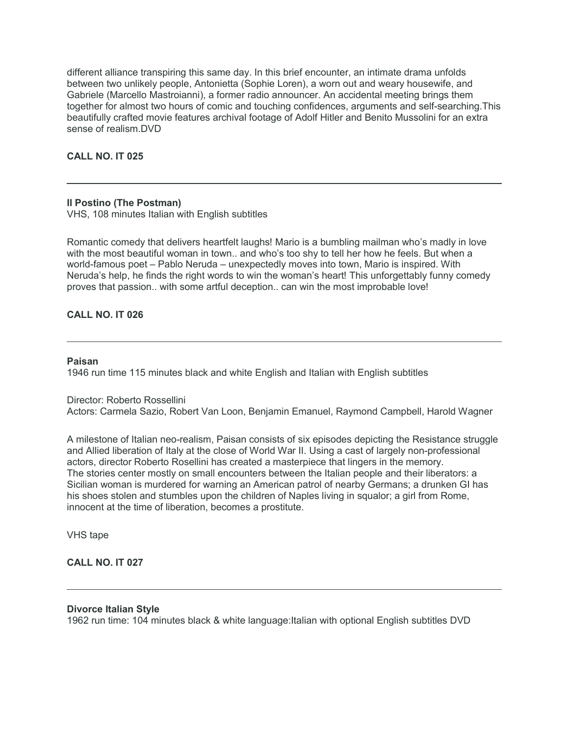different alliance transpiring this same day. In this brief encounter, an intimate drama unfolds between two unlikely people, Antonietta (Sophie Loren), a worn out and weary housewife, and Gabriele (Marcello Mastroianni), a former radio announcer. An accidental meeting brings them together for almost two hours of comic and touching confidences, arguments and self-searching.This beautifully crafted movie features archival footage of Adolf Hitler and Benito Mussolini for an extra sense of realism.DVD

**CALL NO. IT 025**

---

**Il Postino (The Postman)**
VHS, 108 minutes Italian with English subtitles

Romantic comedy that delivers heartfelt laughs! Mario is a bumbling mailman who's madly in love with the most beautiful woman in town.. and who's too shy to tell her how he feels. But when a world-famous poet – Pablo Neruda – unexpectedly moves into town, Mario is inspired. With Neruda's help, he finds the right words to win the woman's heart! This unforgettably funny comedy proves that passion.. with some artful deception.. can win the most improbable love!

**CALL NO. IT 026**

---

**Paisan**
1946 run time 115 minutes black and white English and Italian with English subtitles

Director: Roberto Rossellini
Actors: Carmela Sazio, Robert Van Loon, Benjamin Emanuel, Raymond Campbell, Harold Wagner

A milestone of Italian neo-realism, Paisan consists of six episodes depicting the Resistance struggle and Allied liberation of Italy at the close of World War II. Using a cast of largely non-professional actors, director Roberto Rosellini has created a masterpiece that lingers in the memory.
The stories center mostly on small encounters between the Italian people and their liberators: a Sicilian woman is murdered for warning an American patrol of nearby Germans; a drunken GI has his shoes stolen and stumbles upon the children of Naples living in squalor; a girl from Rome, innocent at the time of liberation, becomes a prostitute.

VHS tape

**CALL NO. IT 027**

---

**Divorce Italian Style**
1962 run time: 104 minutes black & white language:Italian with optional English subtitles DVD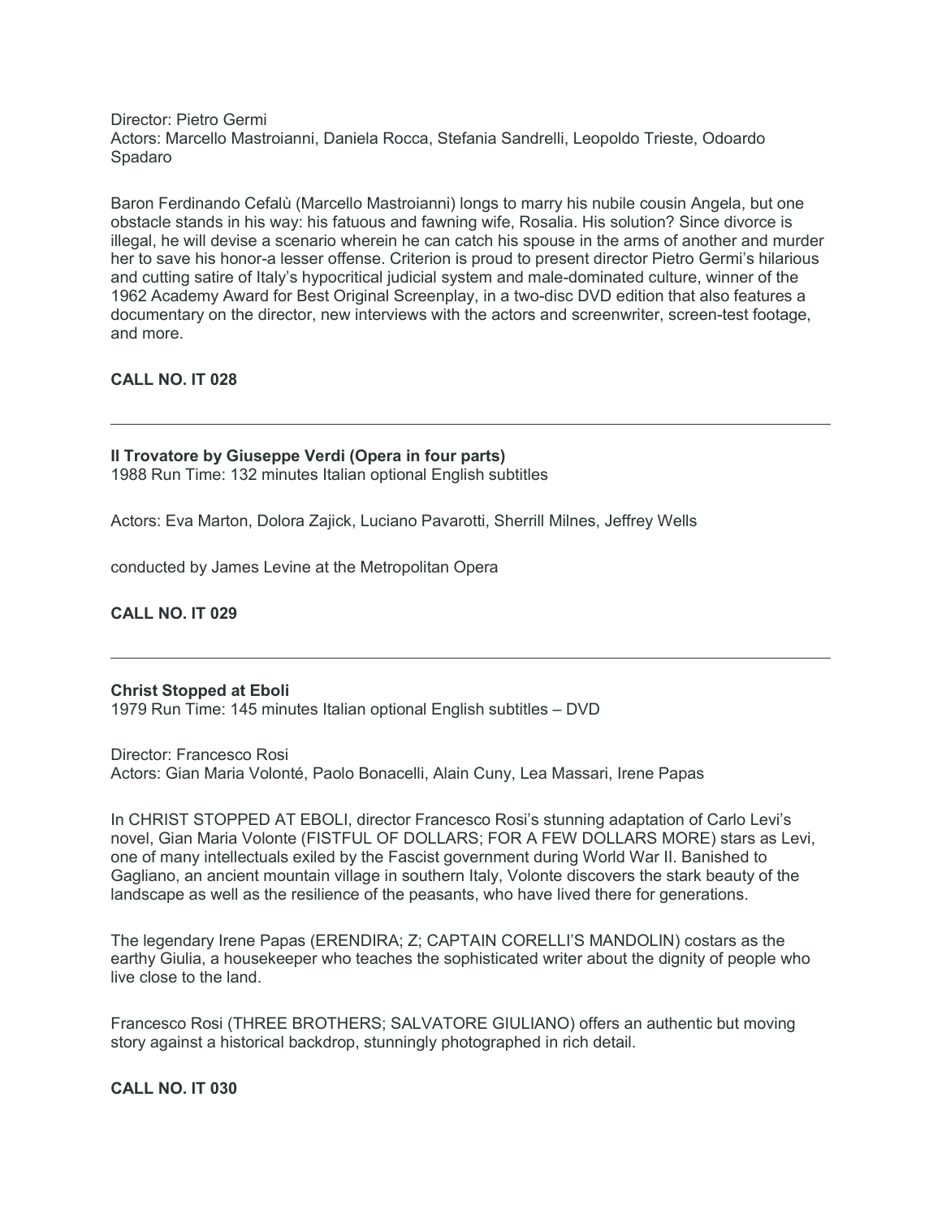Director: Pietro Germi
Actors: Marcello Mastroianni, Daniela Rocca, Stefania Sandrelli, Leopoldo Trieste, Odoardo Spadaro

Baron Ferdinando Cefalù (Marcello Mastroianni) longs to marry his nubile cousin Angela, but one obstacle stands in his way: his fatuous and fawning wife, Rosalia. His solution? Since divorce is illegal, he will devise a scenario wherein he can catch his spouse in the arms of another and murder her to save his honor-a lesser offense. Criterion is proud to present director Pietro Germi's hilarious and cutting satire of Italy's hypocritical judicial system and male-dominated culture, winner of the 1962 Academy Award for Best Original Screenplay, in a two-disc DVD edition that also features a documentary on the director, new interviews with the actors and screenwriter, screen-test footage, and more.

**CALL NO. IT 028**

---

**Il Trovatore by Giuseppe Verdi (Opera in four parts)**
1988 Run Time: 132 minutes Italian optional English subtitles

Actors: Eva Marton, Dolora Zajick, Luciano Pavarotti, Sherrill Milnes, Jeffrey Wells

conducted by James Levine at the Metropolitan Opera

**CALL NO. IT 029**

---

**Christ Stopped at Eboli**
1979 Run Time: 145 minutes Italian optional English subtitles – DVD

Director: Francesco Rosi
Actors: Gian Maria Volonté, Paolo Bonacelli, Alain Cuny, Lea Massari, Irene Papas

In CHRIST STOPPED AT EBOLI, director Francesco Rosi's stunning adaptation of Carlo Levi's novel, Gian Maria Volonte (FISTFUL OF DOLLARS; FOR A FEW DOLLARS MORE) stars as Levi, one of many intellectuals exiled by the Fascist government during World War II. Banished to Gagliano, an ancient mountain village in southern Italy, Volonte discovers the stark beauty of the landscape as well as the resilience of the peasants, who have lived there for generations.

The legendary Irene Papas (ERENDIRA; Z; CAPTAIN CORELLI'S MANDOLIN) costars as the earthy Giulia, a housekeeper who teaches the sophisticated writer about the dignity of people who live close to the land.

Francesco Rosi (THREE BROTHERS; SALVATORE GIULIANO) offers an authentic but moving story against a historical backdrop, stunningly photographed in rich detail.

**CALL NO. IT 030**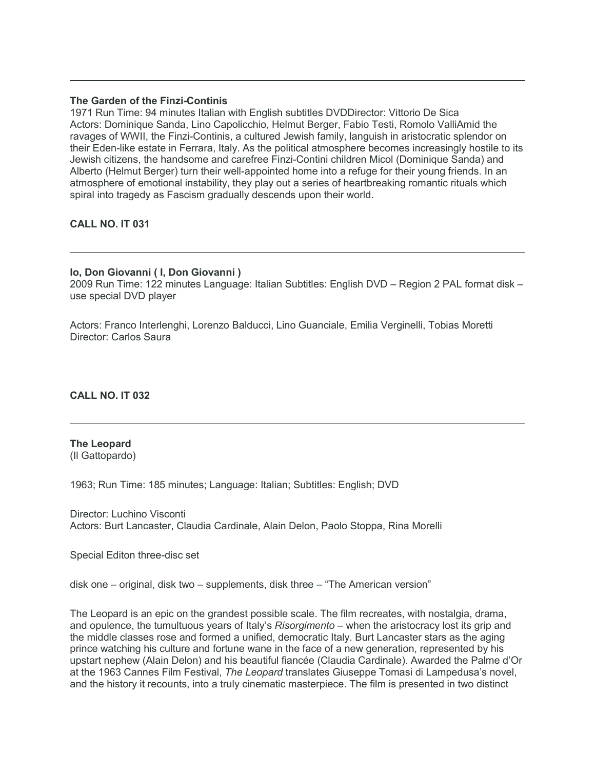---

**The Garden of the Finzi-Continis**
1971 Run Time: 94 minutes Italian with English subtitles DVDDirector: Vittorio De Sica
Actors: Dominique Sanda, Lino Capolicchio, Helmut Berger, Fabio Testi, Romolo ValliAmid the ravages of WWII, the Finzi-Continis, a cultured Jewish family, languish in aristocratic splendor on their Eden-like estate in Ferrara, Italy. As the political atmosphere becomes increasingly hostile to its Jewish citizens, the handsome and carefree Finzi-Contini children Micol (Dominique Sanda) and Alberto (Helmut Berger) turn their well-appointed home into a refuge for their young friends. In an atmosphere of emotional instability, they play out a series of heartbreaking romantic rituals which spiral into tragedy as Fascism gradually descends upon their world.

**CALL NO. IT 031**

---

**Io, Don Giovanni ( I, Don Giovanni )**
2009 Run Time: 122 minutes Language: Italian Subtitles: English DVD – Region 2 PAL format disk – use special DVD player

Actors: Franco Interlenghi, Lorenzo Balducci, Lino Guanciale, Emilia Verginelli, Tobias Moretti
Director: Carlos Saura

**CALL NO. IT 032**

---

**The Leopard**
(Il Gattopardo)

1963; Run Time: 185 minutes; Language: Italian; Subtitles: English; DVD

Director: Luchino Visconti
Actors: Burt Lancaster, Claudia Cardinale, Alain Delon, Paolo Stoppa, Rina Morelli

Special Editon three-disc set

disk one – original, disk two – supplements, disk three – "The American version"

The Leopard is an epic on the grandest possible scale. The film recreates, with nostalgia, drama, and opulence, the tumultuous years of Italy's *Risorgimento* – when the aristocracy lost its grip and the middle classes rose and formed a unified, democratic Italy. Burt Lancaster stars as the aging prince watching his culture and fortune wane in the face of a new generation, represented by his upstart nephew (Alain Delon) and his beautiful fiancée (Claudia Cardinale). Awarded the Palme d'Or at the 1963 Cannes Film Festival, *The Leopard* translates Giuseppe Tomasi di Lampedusa's novel, and the history it recounts, into a truly cinematic masterpiece. The film is presented in two distinct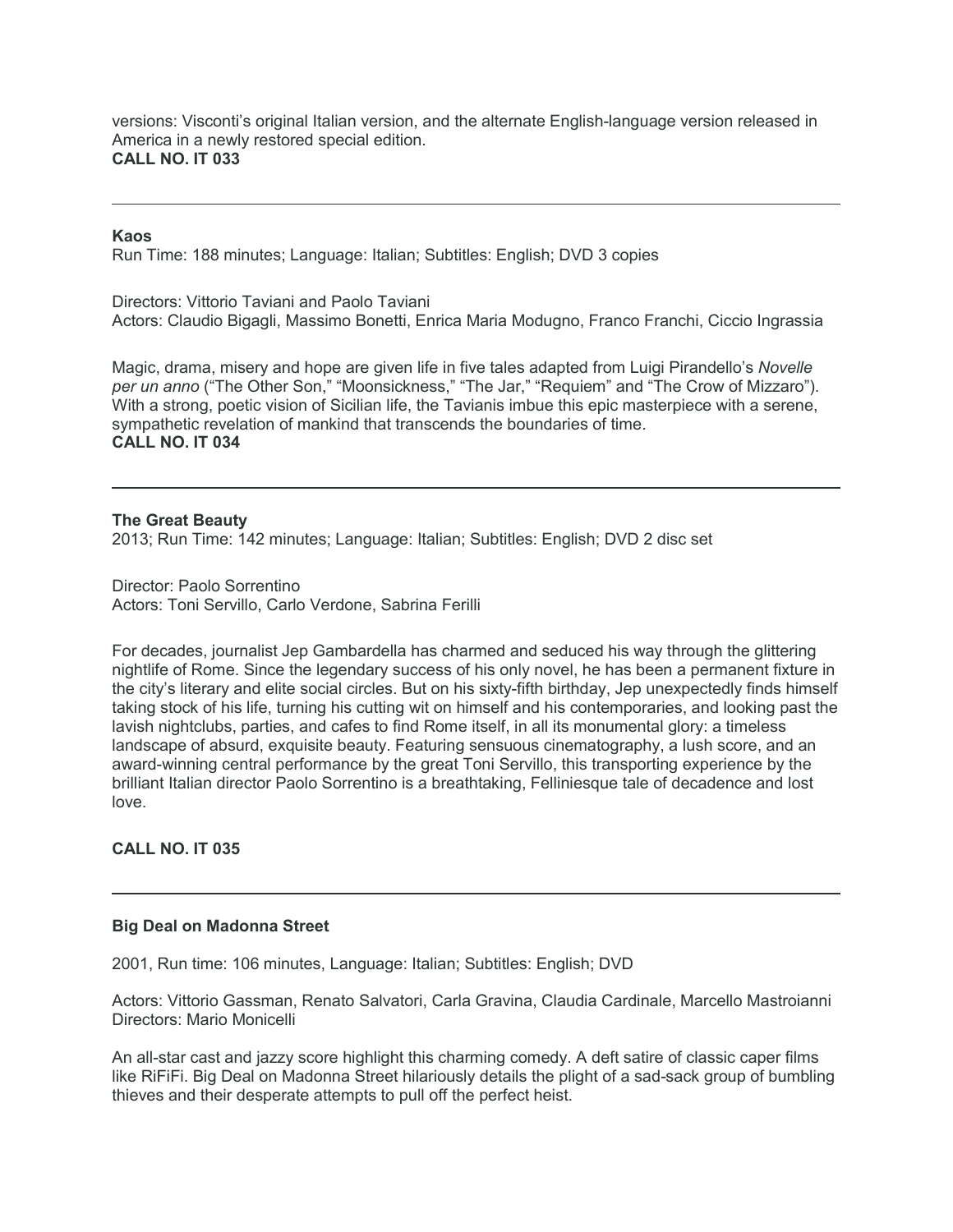versions: Visconti's original Italian version, and the alternate English-language version released in America in a newly restored special edition.
**CALL NO. IT 033**

---

**Kaos**
Run Time: 188 minutes; Language: Italian; Subtitles: English; DVD 3 copies

Directors: Vittorio Taviani and Paolo Taviani
Actors: Claudio Bigagli, Massimo Bonetti, Enrica Maria Modugno, Franco Franchi, Ciccio Ingrassia

Magic, drama, misery and hope are given life in five tales adapted from Luigi Pirandello's *Novelle per un anno* ("The Other Son," "Moonsickness," "The Jar," "Requiem" and "The Crow of Mizzaro"). With a strong, poetic vision of Sicilian life, the Tavianis imbue this epic masterpiece with a serene, sympathetic revelation of mankind that transcends the boundaries of time.
**CALL NO. IT 034**

---

**The Great Beauty**
2013; Run Time: 142 minutes; Language: Italian; Subtitles: English; DVD 2 disc set

Director: Paolo Sorrentino
Actors: Toni Servillo, Carlo Verdone, Sabrina Ferilli

For decades, journalist Jep Gambardella has charmed and seduced his way through the glittering nightlife of Rome. Since the legendary success of his only novel, he has been a permanent fixture in the city's literary and elite social circles. But on his sixty-fifth birthday, Jep unexpectedly finds himself taking stock of his life, turning his cutting wit on himself and his contemporaries, and looking past the lavish nightclubs, parties, and cafes to find Rome itself, in all its monumental glory: a timeless landscape of absurd, exquisite beauty. Featuring sensuous cinematography, a lush score, and an award-winning central performance by the great Toni Servillo, this transporting experience by the brilliant Italian director Paolo Sorrentino is a breathtaking, Felliniesque tale of decadence and lost love.

**CALL NO. IT 035**

---

**Big Deal on Madonna Street**

2001, Run time: 106 minutes, Language: Italian; Subtitles: English; DVD

Actors: Vittorio Gassman, Renato Salvatori, Carla Gravina, Claudia Cardinale, Marcello Mastroianni
Directors: Mario Monicelli

An all-star cast and jazzy score highlight this charming comedy. A deft satire of classic caper films like RiFiFi. Big Deal on Madonna Street hilariously details the plight of a sad-sack group of bumbling thieves and their desperate attempts to pull off the perfect heist.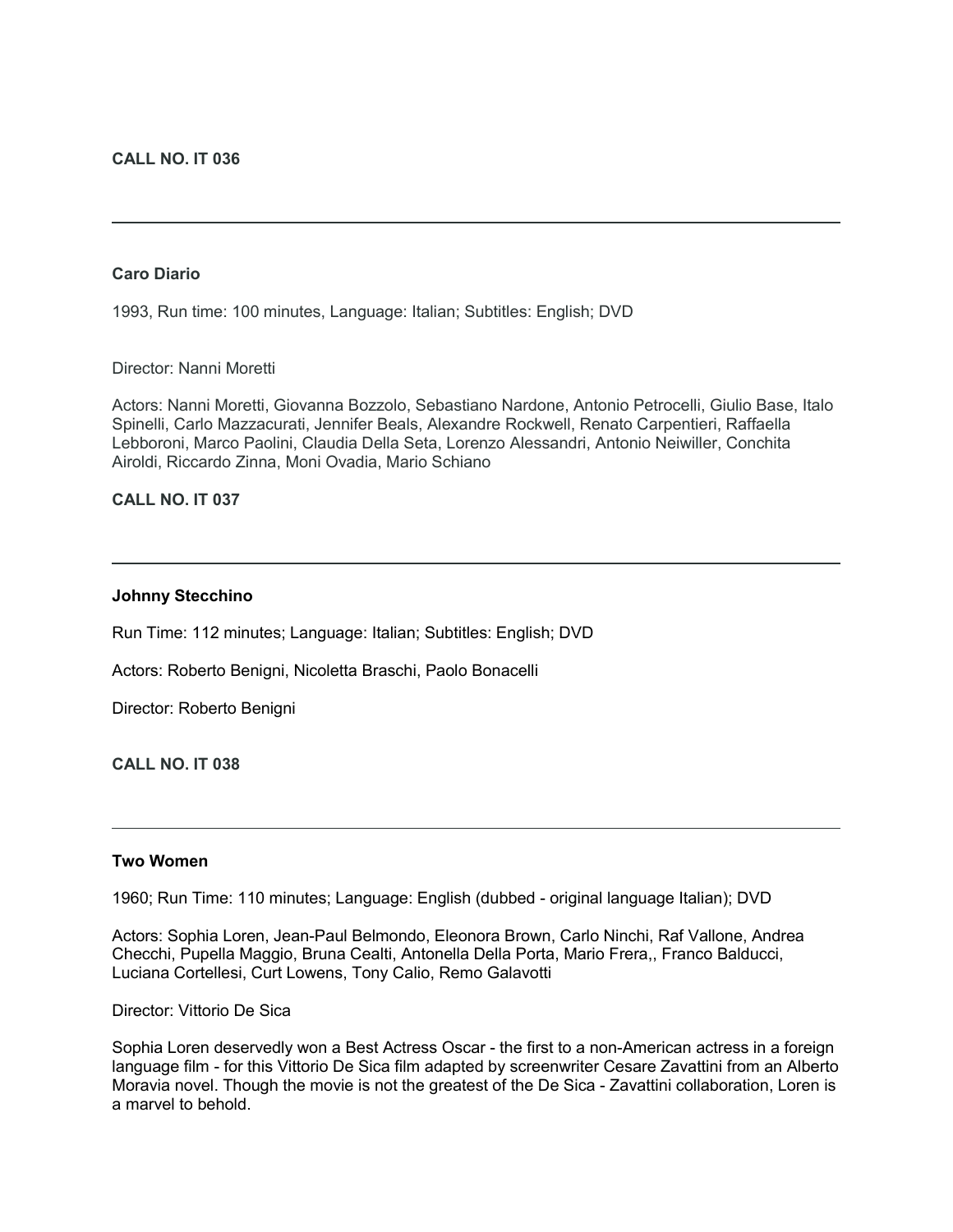**CALL NO. IT 036**

---

**Caro Diario**

1993, Run time: 100 minutes, Language: Italian; Subtitles: English; DVD

Director: Nanni Moretti

Actors: Nanni Moretti, Giovanna Bozzolo, Sebastiano Nardone, Antonio Petrocelli, Giulio Base, Italo Spinelli, Carlo Mazzacurati, Jennifer Beals, Alexandre Rockwell, Renato Carpentieri, Raffaella Lebboroni, Marco Paolini, Claudia Della Seta, Lorenzo Alessandri, Antonio Neiwiller, Conchita Airoldi, Riccardo Zinna, Moni Ovadia, Mario Schiano

**CALL NO. IT 037**

---

**Johnny Stecchino**

Run Time: 112 minutes; Language: Italian; Subtitles: English; DVD

Actors: Roberto Benigni, Nicoletta Braschi, Paolo Bonacelli

Director: Roberto Benigni

**CALL NO. IT 038**

---

**Two Women**

1960; Run Time: 110 minutes; Language: English (dubbed - original language Italian); DVD

Actors: Sophia Loren, Jean-Paul Belmondo, Eleonora Brown, Carlo Ninchi, Raf Vallone, Andrea Checchi, Pupella Maggio, Bruna Cealti, Antonella Della Porta, Mario Frera,, Franco Balducci, Luciana Cortellesi, Curt Lowens, Tony Calio, Remo Galavotti

Director: Vittorio De Sica

Sophia Loren deservedly won a Best Actress Oscar - the first to a non-American actress in a foreign language film - for this Vittorio De Sica film adapted by screenwriter Cesare Zavattini from an Alberto Moravia novel. Though the movie is not the greatest of the De Sica - Zavattini collaboration, Loren is a marvel to behold.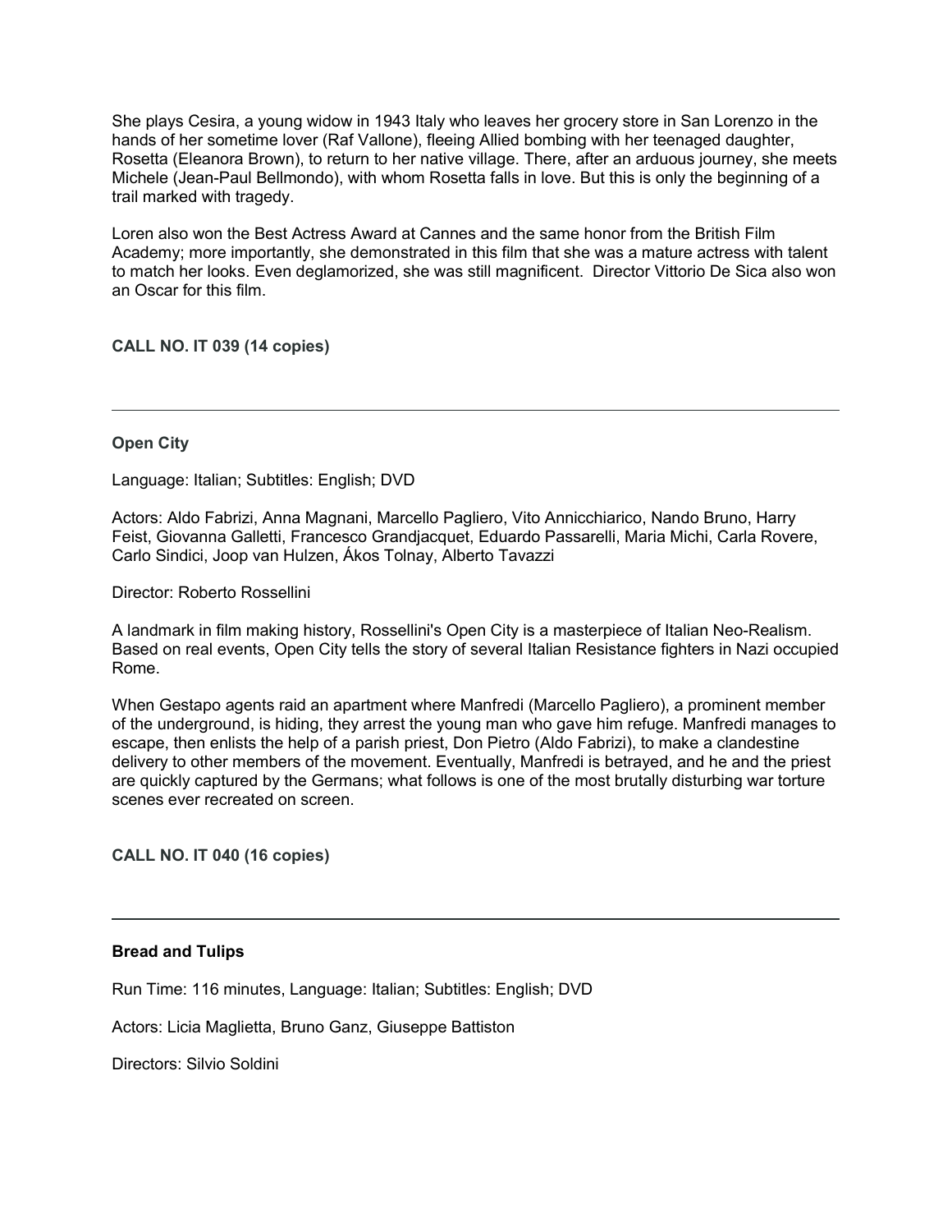She plays Cesira, a young widow in 1943 Italy who leaves her grocery store in San Lorenzo in the hands of her sometime lover (Raf Vallone), fleeing Allied bombing with her teenaged daughter, Rosetta (Eleanora Brown), to return to her native village. There, after an arduous journey, she meets Michele (Jean-Paul Bellmondo), with whom Rosetta falls in love. But this is only the beginning of a trail marked with tragedy.

Loren also won the Best Actress Award at Cannes and the same honor from the British Film Academy; more importantly, she demonstrated in this film that she was a mature actress with talent to match her looks. Even deglamorized, she was still magnificent. Director Vittorio De Sica also won an Oscar for this film.

**CALL NO. IT 039 (14 copies)**

---

**Open City**

Language: Italian; Subtitles: English; DVD

Actors: Aldo Fabrizi, Anna Magnani, Marcello Pagliero, Vito Annicchiarico, Nando Bruno, Harry Feist, Giovanna Galletti, Francesco Grandjacquet, Eduardo Passarelli, Maria Michi, Carla Rovere, Carlo Sindici, Joop van Hulzen, Ákos Tolnay, Alberto Tavazzi

Director: Roberto Rossellini

A landmark in film making history, Rossellini's Open City is a masterpiece of Italian Neo-Realism. Based on real events, Open City tells the story of several Italian Resistance fighters in Nazi occupied Rome.

When Gestapo agents raid an apartment where Manfredi (Marcello Pagliero), a prominent member of the underground, is hiding, they arrest the young man who gave him refuge. Manfredi manages to escape, then enlists the help of a parish priest, Don Pietro (Aldo Fabrizi), to make a clandestine delivery to other members of the movement. Eventually, Manfredi is betrayed, and he and the priest are quickly captured by the Germans; what follows is one of the most brutally disturbing war torture scenes ever recreated on screen.

**CALL NO. IT 040 (16 copies)**

---

**Bread and Tulips**

Run Time: 116 minutes, Language: Italian; Subtitles: English; DVD

Actors: Licia Maglietta, Bruno Ganz, Giuseppe Battiston

Directors: Silvio Soldini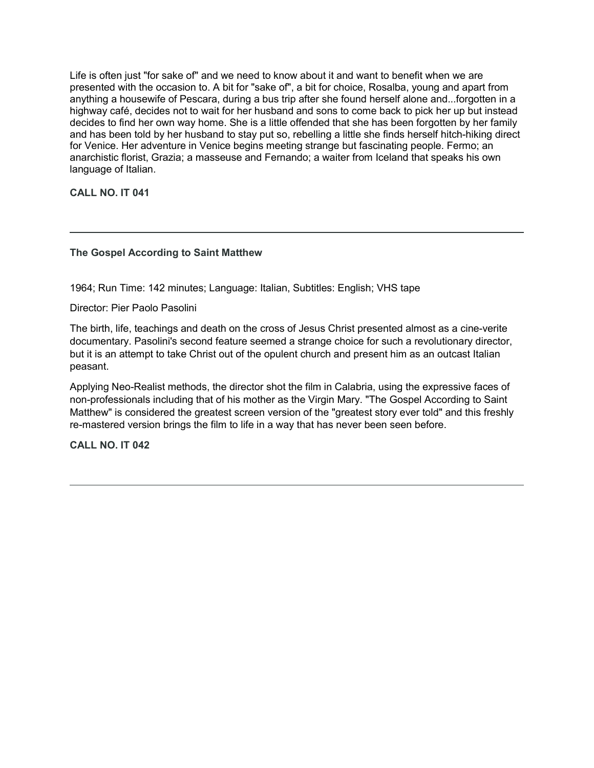Life is often just "for sake of" and we need to know about it and want to benefit when we are presented with the occasion to. A bit for "sake of", a bit for choice, Rosalba, young and apart from anything a housewife of Pescara, during a bus trip after she found herself alone and...forgotten in a highway café, decides not to wait for her husband and sons to come back to pick her up but instead decides to find her own way home. She is a little offended that she has been forgotten by her family and has been told by her husband to stay put so, rebelling a little she finds herself hitch-hiking direct for Venice. Her adventure in Venice begins meeting strange but fascinating people. Fermo; an anarchistic florist, Grazia; a masseuse and Fernando; a waiter from Iceland that speaks his own language of Italian.

**CALL NO. IT 041**

---

**The Gospel According to Saint Matthew**

1964; Run Time: 142 minutes; Language: Italian, Subtitles: English; VHS tape

Director: Pier Paolo Pasolini

The birth, life, teachings and death on the cross of Jesus Christ presented almost as a cine-verite documentary. Pasolini's second feature seemed a strange choice for such a revolutionary director, but it is an attempt to take Christ out of the opulent church and present him as an outcast Italian peasant.

Applying Neo-Realist methods, the director shot the film in Calabria, using the expressive faces of non-professionals including that of his mother as the Virgin Mary. "The Gospel According to Saint Matthew" is considered the greatest screen version of the "greatest story ever told" and this freshly re-mastered version brings the film to life in a way that has never been seen before.

**CALL NO. IT 042**

---